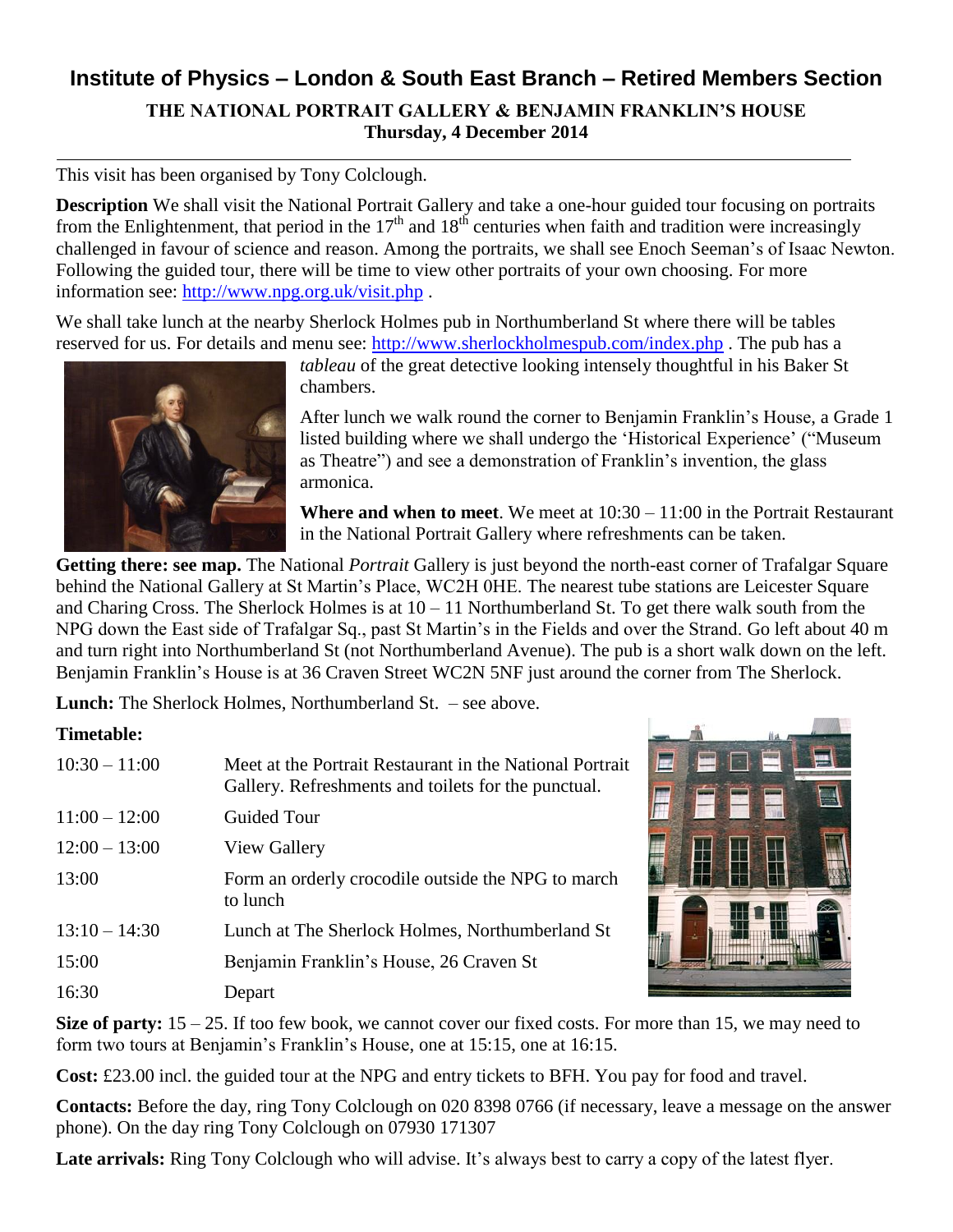# Institute of Physics – London & South East Branch – Retired Members Section

## THE NATIONAL PORTRAIT GALLERY & BENJAMIN FRANKLIN'S HOUSE
**Thursday, 4 December 2014**

---

This visit has been organised by Tony Colclough.

**Description** We shall visit the National Portrait Gallery and take a one-hour guided tour focusing on portraits from the Enlightenment, that period in the 17th and 18th centuries when faith and tradition were increasingly challenged in favour of science and reason. Among the portraits, we shall see Enoch Seeman's of Isaac Newton. Following the guided tour, there will be time to view other portraits of your own choosing. For more information see: http://www.npg.org.uk/visit.php .

We shall take lunch at the nearby Sherlock Holmes pub in Northumberland St where there will be tables reserved for us. For details and menu see: http://www.sherlockholmespub.com/index.php . The pub has a *tableau* of the great detective looking intensely thoughtful in his Baker St chambers.

After lunch we walk round the corner to Benjamin Franklin's House, a Grade 1 listed building where we shall undergo the 'Historical Experience' ("Museum as Theatre") and see a demonstration of Franklin's invention, the glass armonica.

**Where and when to meet**. We meet at 10:30 – 11:00 in the Portrait Restaurant in the National Portrait Gallery where refreshments can be taken.

**Getting there: see map.** The National *Portrait* Gallery is just beyond the north-east corner of Trafalgar Square behind the National Gallery at St Martin's Place, WC2H 0HE. The nearest tube stations are Leicester Square and Charing Cross. The Sherlock Holmes is at 10 – 11 Northumberland St. To get there walk south from the NPG down the East side of Trafalgar Sq., past St Martin's in the Fields and over the Strand. Go left about 40 m and turn right into Northumberland St (not Northumberland Avenue). The pub is a short walk down on the left. Benjamin Franklin's House is at 36 Craven Street WC2N 5NF just around the corner from The Sherlock.

**Lunch:** The Sherlock Holmes, Northumberland St. – see above.

**Timetable:**

| | |
|---|---|
| 10:30 – 11:00 | Meet at the Portrait Restaurant in the National Portrait Gallery. Refreshments and toilets for the punctual. |
| 11:00 – 12:00 | Guided Tour |
| 12:00 – 13:00 | View Gallery |
| 13:00 | Form an orderly crocodile outside the NPG to march to lunch |
| 13:10 – 14:30 | Lunch at The Sherlock Holmes, Northumberland St |
| 15:00 | Benjamin Franklin's House, 26 Craven St |
| 16:30 | Depart |

**Size of party:** 15 – 25. If too few book, we cannot cover our fixed costs. For more than 15, we may need to form two tours at Benjamin's Franklin's House, one at 15:15, one at 16:15.

**Cost:** £23.00 incl. the guided tour at the NPG and entry tickets to BFH. You pay for food and travel.

**Contacts:** Before the day, ring Tony Colclough on 020 8398 0766 (if necessary, leave a message on the answer phone). On the day ring Tony Colclough on 07930 171307

**Late arrivals:** Ring Tony Colclough who will advise. It's always best to carry a copy of the latest flyer.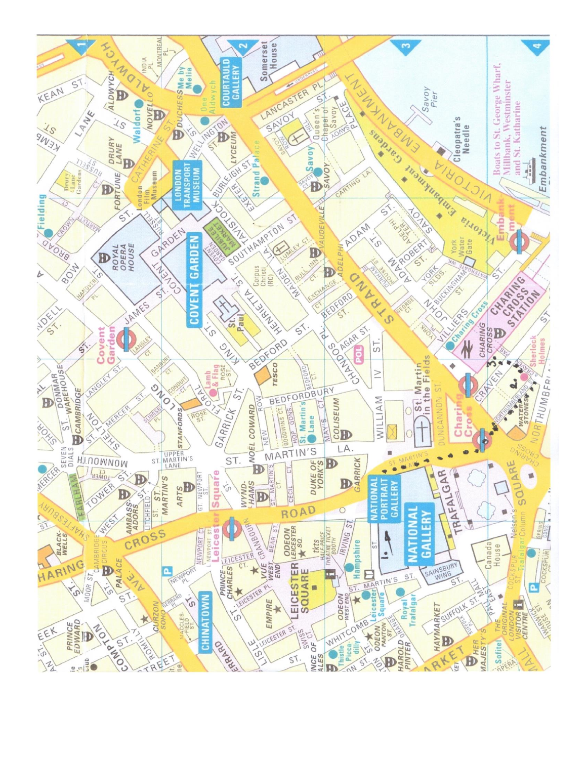COVENT GARDEN

ROYAL OPERA HOUSE

LONDON TRANSPORT MUSEUM

London Film Museum

COURTAULD GALLERY

Somerset House

NATIONAL PORTRAIT GALLERY

NATIONAL GALLERY

SAINSBURY WING

TRAFALGAR SQUARE

Nelson's Column

CHARING CROSS STATION

Charing Cross

Embankment

Covent Garden

Leicester Square

LEICESTER SQUARE

CHINATOWN

St. Martin in the Fields

St. Paul

Corpus Christi (RC)

Queen's Chapel of Savoy

Cleopatra's Needle

Savoy Pier

Victoria Embankment Gardens

York Water Gate

Boats to St. George Wharf, Millbank, Westminster and St. Katharine

Canada House

THE ORIGINAL LONDON VISITOR CENTRE

tkts HALF-PRICE THEATRE TICKET BOOTH

STRAND

CHARING CROSS ROAD

SHAFTESBURY AVE.

VICTORIA EMBANKMENT

ALDWYCH

LONG ACRE

ST. MARTIN'S LA.

WILLIAM IV ST.

KING ST.

HENRIETTA ST.

MAIDEN LA.

SOUTHAMPTON ST.

BEDFORD ST.

GARRICK ST.

CHANDOS PL.

ADELAIDE ST.

DUNCANNON ST.

CRAVEN ST.

NORTHUMBERLAND AVE.

VILLIERS ST.

JOHN ADAM ST.

ADAM ST.

SAVOY ST.

SAVOY PLACE

LANCASTER PL.

WELLINGTON ST.

CATHERINE ST.

DRURY LANE

BOW ST.

JAMES ST.

FLORAL ST.

MERCER ST.

MONMOUTH ST.

SEVEN DIALS

NEWPORT PL.

LISLE ST.

GERRARD PL.

IRVING ST.

ST. MARTIN'S ST.

WHITCOMB ST.

PALL MALL EAST

COCKSPUR ST.

HAYMARKET

SUFFOLK ST.

ROYAL OPERA HOUSE · DONMAR WAREHOUSE · CAMBRIDGE · AMBASSADORS · ST. MARTIN'S · ARTS · WYNDHAMS · NOËL COWARD · DUKE OF YORK'S · GARRICK · COLISEUM · ADELPHI · VAUDEVILLE · SAVOY · LYCEUM · NOVELLO · DUCHESS · ALDWYCH · FORTUNE · DRURY LANE · PALACE · PRINCE EDWARD · PRINCE CHARLES · EMPIRE · ODEON · VUE WEST END · HAROLD PINTER · HER MAJESTY'S · CHARING CROSS

Waldorf · One Aldwych · Me by Melia · Strand Palace · Savoy · Fielding · Hampshire · Royal Trafalgar · Thistle Piccadilly · Sofitel

Lamb & Flag · STANFORDS · TESCO · POL · Sherlock Holmes · WATER STONES